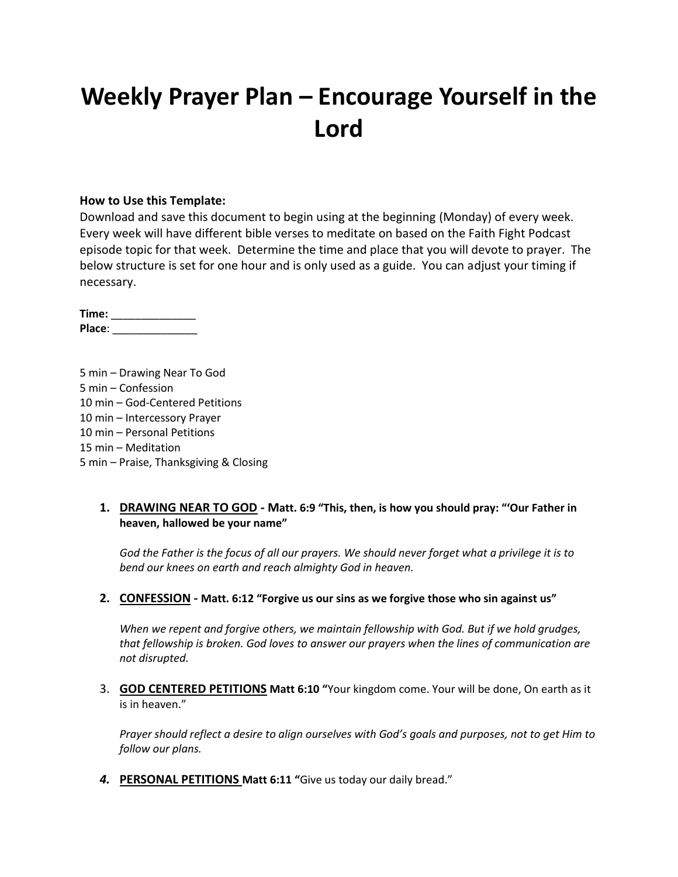# Weekly Prayer Plan – Encourage Yourself in the Lord

**How to Use this Template:**
Download and save this document to begin using at the beginning (Monday) of every week. Every week will have different bible verses to meditate on based on the Faith Fight Podcast episode topic for that week. Determine the time and place that you will devote to prayer. The below structure is set for one hour and is only used as a guide. You can adjust your timing if necessary.

**Time:** ______________
**Place**: ______________

5 min – Drawing Near To God
5 min – Confession
10 min – God-Centered Petitions
10 min – Intercessory Prayer
10 min – Personal Petitions
15 min – Meditation
5 min – Praise, Thanksgiving & Closing

1. **DRAWING NEAR TO GOD - Matt. 6:9 "This, then, is how you should pray: "'Our Father in heaven, hallowed be your name"**

   *God the Father is the focus of all our prayers. We should never forget what a privilege it is to bend our knees on earth and reach almighty God in heaven.*

2. **CONFESSION - Matt. 6:12 "Forgive us our sins as we forgive those who sin against us"**

   *When we repent and forgive others, we maintain fellowship with God. But if we hold grudges, that fellowship is broken. God loves to answer our prayers when the lines of communication are not disrupted.*

3. **GOD CENTERED PETITIONS Matt 6:10 "**Your kingdom come. Your will be done, On earth as it is in heaven."

   *Prayer should reflect a desire to align ourselves with God's goals and purposes, not to get Him to follow our plans.*

4. **PERSONAL PETITIONS Matt 6:11 "**Give us today our daily bread."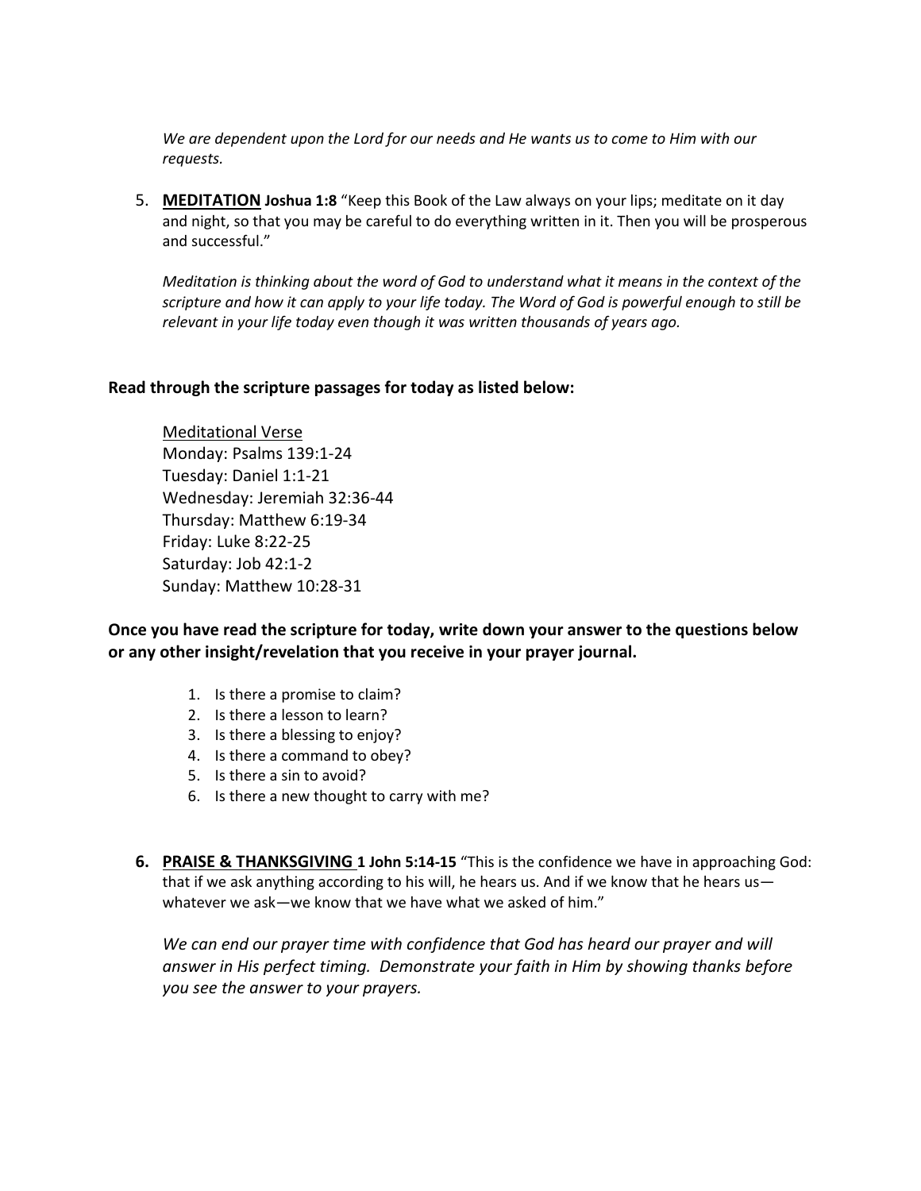*We are dependent upon the Lord for our needs and He wants us to come to Him with our requests.*

5. **MEDITATION** **Joshua 1:8** "Keep this Book of the Law always on your lips; meditate on it day and night, so that you may be careful to do everything written in it. Then you will be prosperous and successful."

   *Meditation is thinking about the word of God to understand what it means in the context of the scripture and how it can apply to your life today. The Word of God is powerful enough to still be relevant in your life today even though it was written thousands of years ago.*

**Read through the scripture passages for today as listed below:**

Meditational Verse
Monday: Psalms 139:1-24
Tuesday: Daniel 1:1-21
Wednesday: Jeremiah 32:36-44
Thursday: Matthew 6:19-34
Friday: Luke 8:22-25
Saturday: Job 42:1-2
Sunday: Matthew 10:28-31

**Once you have read the scripture for today, write down your answer to the questions below or any other insight/revelation that you receive in your prayer journal.**

1. Is there a promise to claim?
2. Is there a lesson to learn?
3. Is there a blessing to enjoy?
4. Is there a command to obey?
5. Is there a sin to avoid?
6. Is there a new thought to carry with me?

6. **PRAISE & THANKSGIVING** **1 John 5:14-15** "This is the confidence we have in approaching God: that if we ask anything according to his will, he hears us. And if we know that he hears us—whatever we ask—we know that we have what we asked of him."

   *We can end our prayer time with confidence that God has heard our prayer and will answer in His perfect timing. Demonstrate your faith in Him by showing thanks before you see the answer to your prayers.*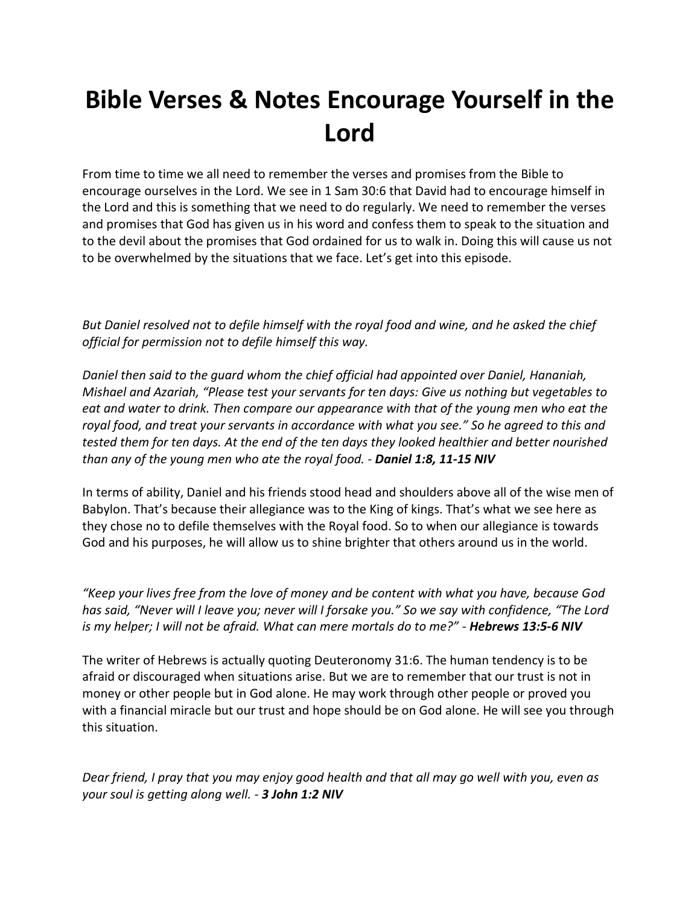# Bible Verses & Notes Encourage Yourself in the Lord

From time to time we all need to remember the verses and promises from the Bible to encourage ourselves in the Lord. We see in 1 Sam 30:6 that David had to encourage himself in the Lord and this is something that we need to do regularly. We need to remember the verses and promises that God has given us in his word and confess them to speak to the situation and to the devil about the promises that God ordained for us to walk in. Doing this will cause us not to be overwhelmed by the situations that we face. Let's get into this episode.

*But Daniel resolved not to defile himself with the royal food and wine, and he asked the chief official for permission not to defile himself this way.*

*Daniel then said to the guard whom the chief official had appointed over Daniel, Hananiah, Mishael and Azariah, "Please test your servants for ten days: Give us nothing but vegetables to eat and water to drink. Then compare our appearance with that of the young men who eat the royal food, and treat your servants in accordance with what you see." So he agreed to this and tested them for ten days. At the end of the ten days they looked healthier and better nourished than any of the young men who ate the royal food. -* ***Daniel 1:8, 11-15 NIV***

In terms of ability, Daniel and his friends stood head and shoulders above all of the wise men of Babylon. That's because their allegiance was to the King of kings. That's what we see here as they chose no to defile themselves with the Royal food. So to when our allegiance is towards God and his purposes, he will allow us to shine brighter that others around us in the world.

*"Keep your lives free from the love of money and be content with what you have, because God has said, "Never will I leave you; never will I forsake you." So we say with confidence, "The Lord is my helper; I will not be afraid. What can mere mortals do to me?" -* ***Hebrews 13:5-6 NIV***

The writer of Hebrews is actually quoting Deuteronomy 31:6. The human tendency is to be afraid or discouraged when situations arise. But we are to remember that our trust is not in money or other people but in God alone. He may work through other people or proved you with a financial miracle but our trust and hope should be on God alone. He will see you through this situation.

*Dear friend, I pray that you may enjoy good health and that all may go well with you, even as your soul is getting along well. -* ***3 John 1:2 NIV***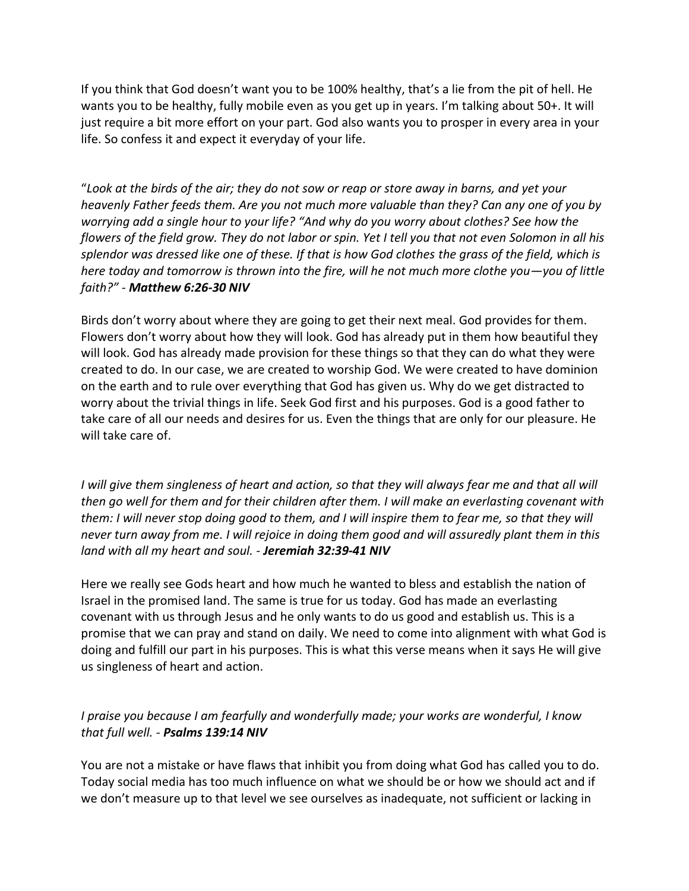If you think that God doesn't want you to be 100% healthy, that's a lie from the pit of hell. He wants you to be healthy, fully mobile even as you get up in years. I'm talking about 50+. It will just require a bit more effort on your part. God also wants you to prosper in every area in your life. So confess it and expect it everyday of your life.

"*Look at the birds of the air; they do not sow or reap or store away in barns, and yet your heavenly Father feeds them. Are you not much more valuable than they? Can any one of you by worrying add a single hour to your life? "And why do you worry about clothes? See how the flowers of the field grow. They do not labor or spin. Yet I tell you that not even Solomon in all his splendor was dressed like one of these. If that is how God clothes the grass of the field, which is here today and tomorrow is thrown into the fire, will he not much more clothe you—you of little faith?"* - ***Matthew 6:26-30 NIV***

Birds don't worry about where they are going to get their next meal. God provides for them. Flowers don't worry about how they will look. God has already put in them how beautiful they will look. God has already made provision for these things so that they can do what they were created to do. In our case, we are created to worship God. We were created to have dominion on the earth and to rule over everything that God has given us. Why do we get distracted to worry about the trivial things in life. Seek God first and his purposes. God is a good father to take care of all our needs and desires for us. Even the things that are only for our pleasure. He will take care of.

*I will give them singleness of heart and action, so that they will always fear me and that all will then go well for them and for their children after them. I will make an everlasting covenant with them: I will never stop doing good to them, and I will inspire them to fear me, so that they will never turn away from me. I will rejoice in doing them good and will assuredly plant them in this land with all my heart and soul.* - ***Jeremiah 32:39-41 NIV***

Here we really see Gods heart and how much he wanted to bless and establish the nation of Israel in the promised land. The same is true for us today. God has made an everlasting covenant with us through Jesus and he only wants to do us good and establish us. This is a promise that we can pray and stand on daily. We need to come into alignment with what God is doing and fulfill our part in his purposes. This is what this verse means when it says He will give us singleness of heart and action.

*I praise you because I am fearfully and wonderfully made; your works are wonderful, I know that full well.* - ***Psalms 139:14 NIV***

You are not a mistake or have flaws that inhibit you from doing what God has called you to do. Today social media has too much influence on what we should be or how we should act and if we don't measure up to that level we see ourselves as inadequate, not sufficient or lacking in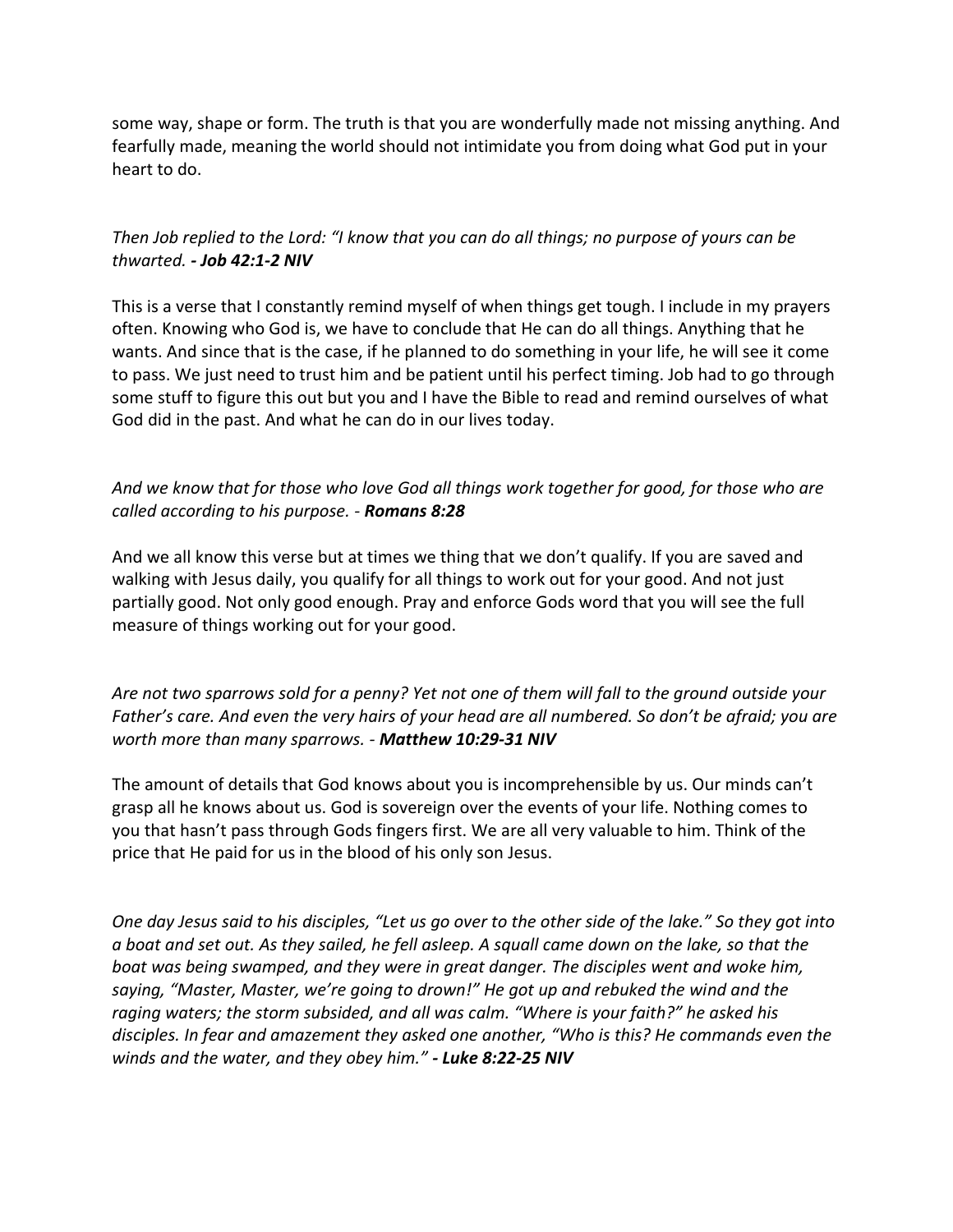some way, shape or form. The truth is that you are wonderfully made not missing anything. And fearfully made, meaning the world should not intimidate you from doing what God put in your heart to do.

*Then Job replied to the Lord: "I know that you can do all things; no purpose of yours can be thwarted.* ***- Job 42:1-2 NIV***

This is a verse that I constantly remind myself of when things get tough. I include in my prayers often. Knowing who God is, we have to conclude that He can do all things. Anything that he wants. And since that is the case, if he planned to do something in your life, he will see it come to pass. We just need to trust him and be patient until his perfect timing. Job had to go through some stuff to figure this out but you and I have the Bible to read and remind ourselves of what God did in the past. And what he can do in our lives today.

*And we know that for those who love God all things work together for good, for those who are called according to his purpose. -* ***Romans 8:28***

And we all know this verse but at times we thing that we don't qualify. If you are saved and walking with Jesus daily, you qualify for all things to work out for your good. And not just partially good. Not only good enough. Pray and enforce Gods word that you will see the full measure of things working out for your good.

*Are not two sparrows sold for a penny? Yet not one of them will fall to the ground outside your Father's care. And even the very hairs of your head are all numbered. So don't be afraid; you are worth more than many sparrows. -* ***Matthew 10:29-31 NIV***

The amount of details that God knows about you is incomprehensible by us. Our minds can't grasp all he knows about us. God is sovereign over the events of your life. Nothing comes to you that hasn't pass through Gods fingers first. We are all very valuable to him. Think of the price that He paid for us in the blood of his only son Jesus.

*One day Jesus said to his disciples, "Let us go over to the other side of the lake." So they got into a boat and set out. As they sailed, he fell asleep. A squall came down on the lake, so that the boat was being swamped, and they were in great danger. The disciples went and woke him, saying, "Master, Master, we're going to drown!" He got up and rebuked the wind and the raging waters; the storm subsided, and all was calm. "Where is your faith?" he asked his disciples. In fear and amazement they asked one another, "Who is this? He commands even the winds and the water, and they obey him."* ***- Luke 8:22-25 NIV***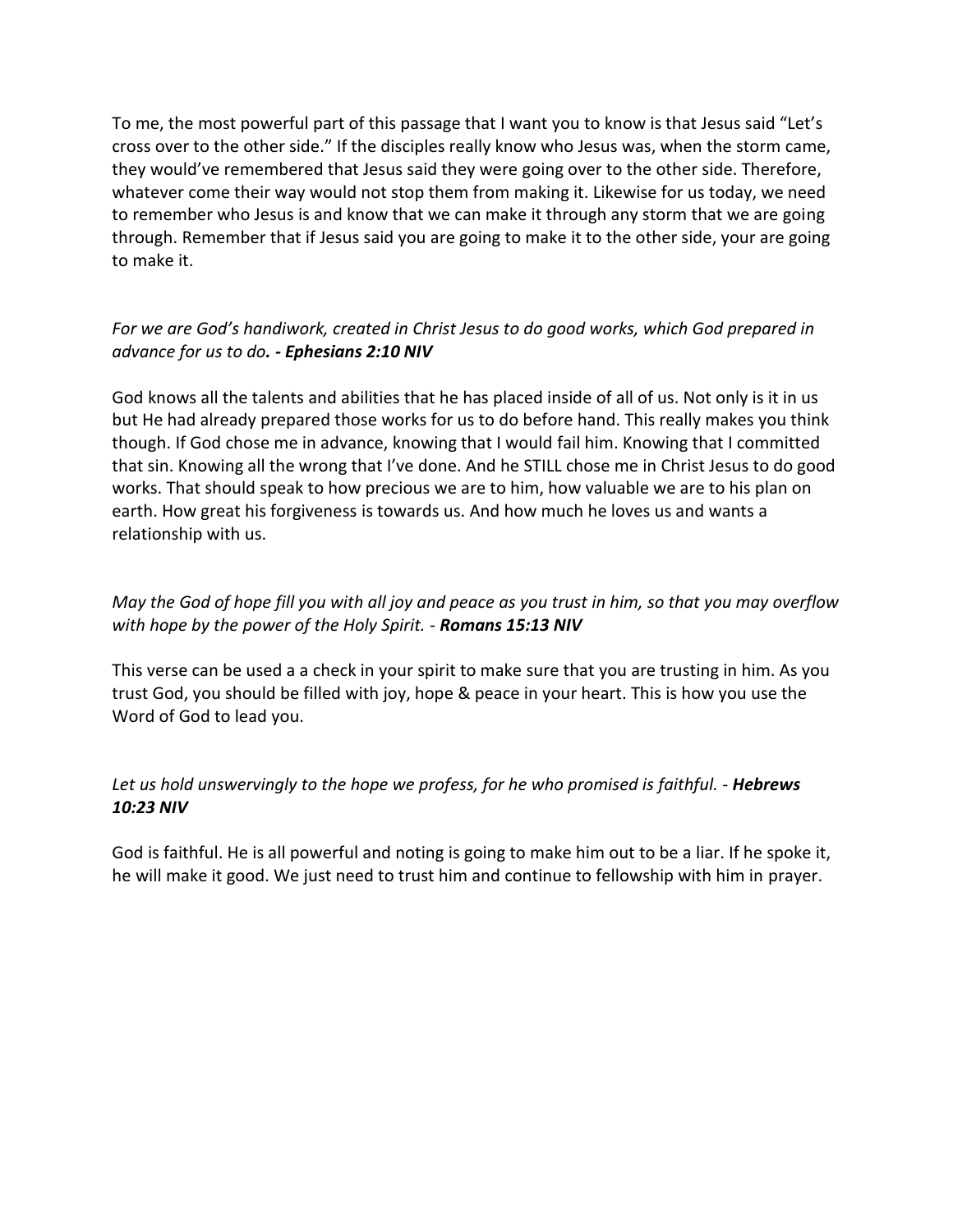To me, the most powerful part of this passage that I want you to know is that Jesus said "Let's cross over to the other side." If the disciples really know who Jesus was, when the storm came, they would've remembered that Jesus said they were going over to the other side. Therefore, whatever come their way would not stop them from making it. Likewise for us today, we need to remember who Jesus is and know that we can make it through any storm that we are going through. Remember that if Jesus said you are going to make it to the other side, your are going to make it.

*For we are God's handiwork, created in Christ Jesus to do good works, which God prepared in advance for us to do.* ***- Ephesians 2:10 NIV***

God knows all the talents and abilities that he has placed inside of all of us. Not only is it in us but He had already prepared those works for us to do before hand. This really makes you think though. If God chose me in advance, knowing that I would fail him. Knowing that I committed that sin. Knowing all the wrong that I've done. And he STILL chose me in Christ Jesus to do good works. That should speak to how precious we are to him, how valuable we are to his plan on earth. How great his forgiveness is towards us. And how much he loves us and wants a relationship with us.

*May the God of hope fill you with all joy and peace as you trust in him, so that you may overflow with hope by the power of the Holy Spirit. -* ***Romans 15:13 NIV***

This verse can be used a a check in your spirit to make sure that you are trusting in him. As you trust God, you should be filled with joy, hope & peace in your heart. This is how you use the Word of God to lead you.

*Let us hold unswervingly to the hope we profess, for he who promised is faithful. -* ***Hebrews 10:23 NIV***

God is faithful. He is all powerful and noting is going to make him out to be a liar. If he spoke it, he will make it good. We just need to trust him and continue to fellowship with him in prayer.